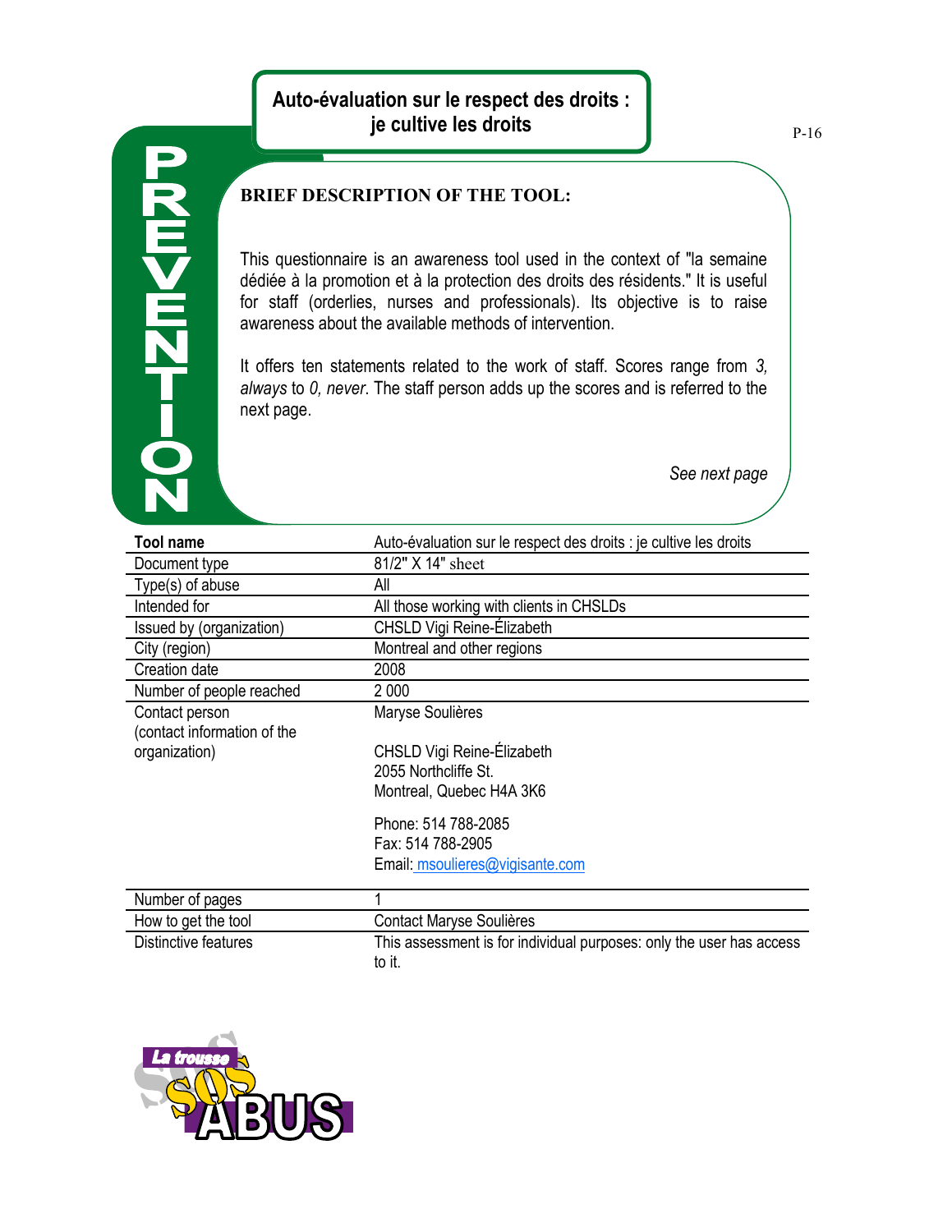# Auto-évaluation sur le respect des droits : je cultive les droits

PREVENTION

**BRIEF DESCRIPTION OF THE TOOL:**

This questionnaire is an awareness tool used in the context of "la semaine dédiée à la promotion et à la protection des droits des résidents." It is useful for staff (orderlies, nurses and professionals). Its objective is to raise awareness about the available methods of intervention.

It offers ten statements related to the work of staff. Scores range from *3, always* to *0, never*. The staff person adds up the scores and is referred to the next page.

*See next page*

| **Tool name** | Auto-évaluation sur le respect des droits : je cultive les droits |
|---|---|
| Document type | 81/2" X 14" sheet |
| Type(s) of abuse | All |
| Intended for | All those working with clients in CHSLDs |
| Issued by (organization) | CHSLD Vigi Reine-Élizabeth |
| City (region) | Montreal and other regions |
| Creation date | 2008 |
| Number of people reached | 2 000 |
| Contact person (contact information of the organization) | Maryse Soulières<br><br>CHSLD Vigi Reine-Élizabeth<br>2055 Northcliffe St.<br>Montreal, Quebec H4A 3K6<br><br>Phone: 514 788-2085<br>Fax: 514 788-2905<br>Email: msoulieres@vigisante.com |
| Number of pages | 1 |
| How to get the tool | Contact Maryse Soulières |
| Distinctive features | This assessment is for individual purposes: only the user has access to it. |

La trousse SOS ABUS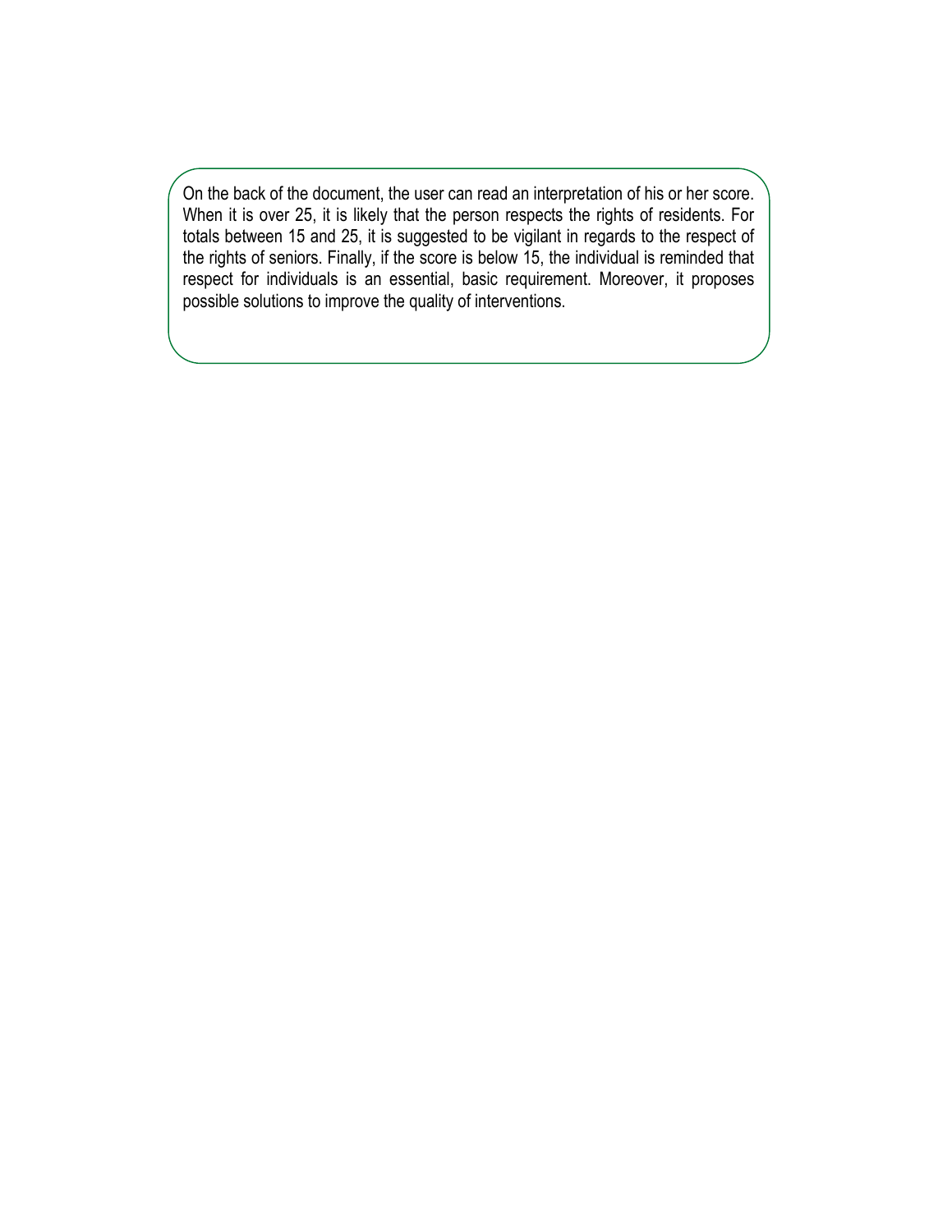On the back of the document, the user can read an interpretation of his or her score. When it is over 25, it is likely that the person respects the rights of residents. For totals between 15 and 25, it is suggested to be vigilant in regards to the respect of the rights of seniors. Finally, if the score is below 15, the individual is reminded that respect for individuals is an essential, basic requirement. Moreover, it proposes possible solutions to improve the quality of interventions.